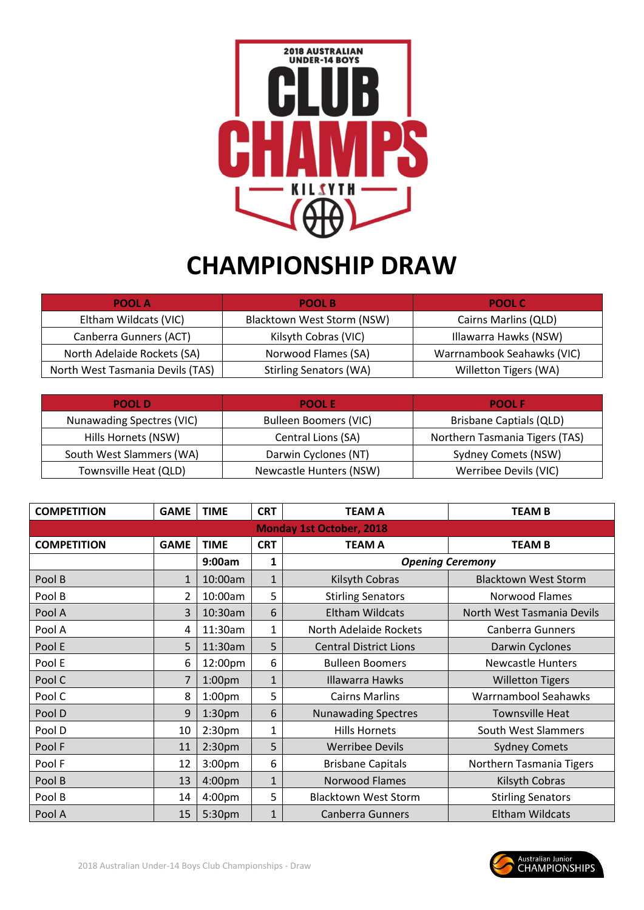2018 AUSTRALIAN UNDER-14 BOYS

# CLUB CHAMPS

KILSYTH

# CHAMPIONSHIP DRAW

| POOL A | POOL B | POOL C |
|---|---|---|
| Eltham Wildcats (VIC) | Blacktown West Storm (NSW) | Cairns Marlins (QLD) |
| Canberra Gunners (ACT) | Kilsyth Cobras (VIC) | Illawarra Hawks (NSW) |
| North Adelaide Rockets (SA) | Norwood Flames (SA) | Warrnambook Seahawks (VIC) |
| North West Tasmania Devils (TAS) | Stirling Senators (WA) | Willetton Tigers (WA) |

| POOL D | POOL E | POOL F |
|---|---|---|
| Nunawading Spectres (VIC) | Bulleen Boomers (VIC) | Brisbane Captials (QLD) |
| Hills Hornets (NSW) | Central Lions (SA) | Northern Tasmania Tigers (TAS) |
| South West Slammers (WA) | Darwin Cyclones (NT) | Sydney Comets (NSW) |
| Townsville Heat (QLD) | Newcastle Hunters (NSW) | Werribee Devils (VIC) |

| COMPETITION | GAME | TIME | CRT | TEAM A | TEAM B |
|---|---|---|---|---|---|
| **Monday 1st October, 2018** | | | | | |
| **COMPETITION** | **GAME** | **TIME** | **CRT** | **TEAM A** | **TEAM B** |
| | | **9:00am** | **1** | ***Opening Ceremony*** | |
| Pool B | 1 | 10:00am | 1 | Kilsyth Cobras | Blacktown West Storm |
| Pool B | 2 | 10:00am | 5 | Stirling Senators | Norwood Flames |
| Pool A | 3 | 10:30am | 6 | Eltham Wildcats | North West Tasmania Devils |
| Pool A | 4 | 11:30am | 1 | North Adelaide Rockets | Canberra Gunners |
| Pool E | 5 | 11:30am | 5 | Central District Lions | Darwin Cyclones |
| Pool E | 6 | 12:00pm | 6 | Bulleen Boomers | Newcastle Hunters |
| Pool C | 7 | 1:00pm | 1 | Illawarra Hawks | Willetton Tigers |
| Pool C | 8 | 1:00pm | 5 | Cairns Marlins | Warrnambool Seahawks |
| Pool D | 9 | 1:30pm | 6 | Nunawading Spectres | Townsville Heat |
| Pool D | 10 | 2:30pm | 1 | Hills Hornets | South West Slammers |
| Pool F | 11 | 2:30pm | 5 | Werribee Devils | Sydney Comets |
| Pool F | 12 | 3:00pm | 6 | Brisbane Capitals | Northern Tasmania Tigers |
| Pool B | 13 | 4:00pm | 1 | Norwood Flames | Kilsyth Cobras |
| Pool B | 14 | 4:00pm | 5 | Blacktown West Storm | Stirling Senators |
| Pool A | 15 | 5:30pm | 1 | Canberra Gunners | Eltham Wildcats |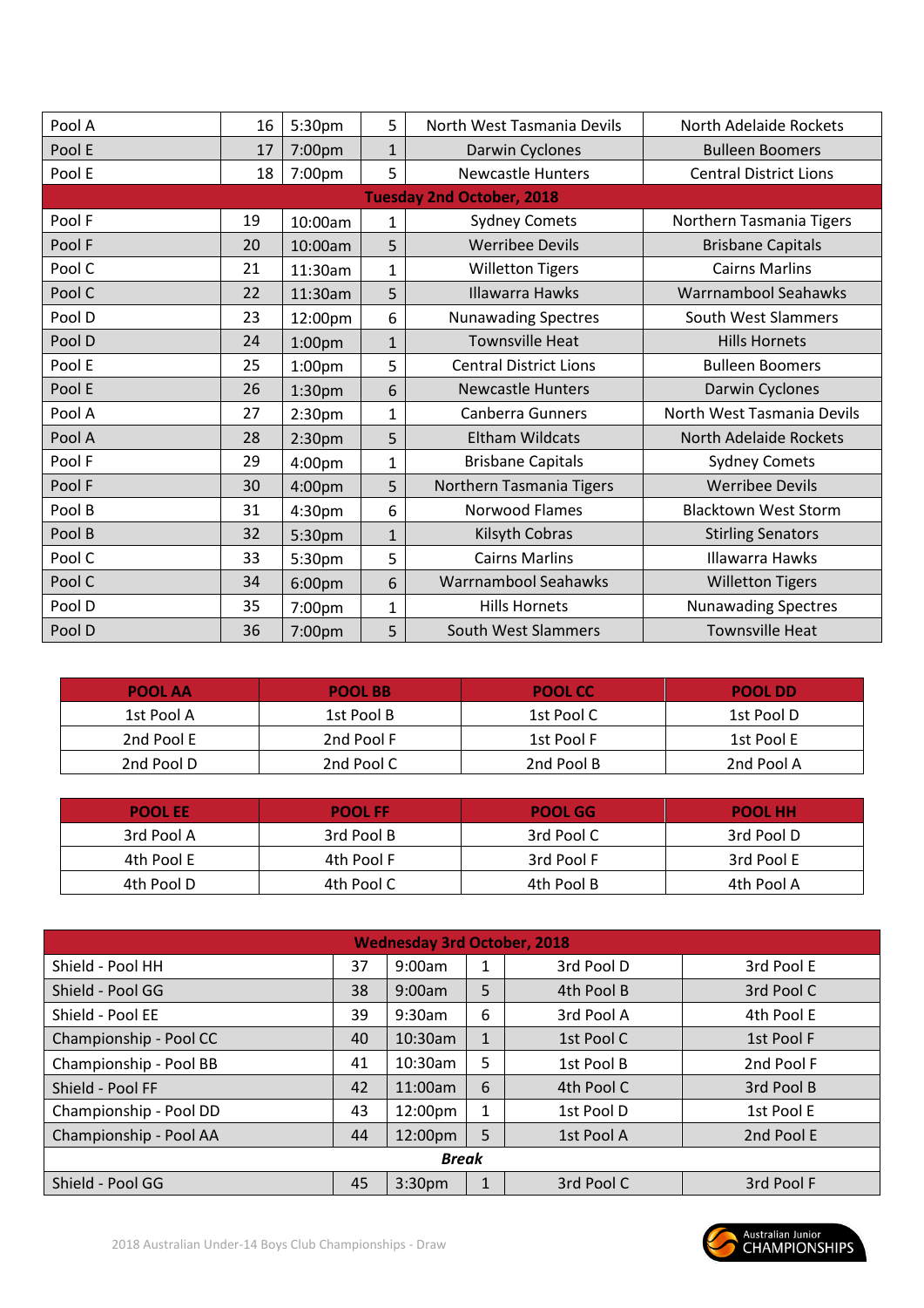| | | | | | |
|---|---|---|---|---|---|
| Pool A | 16 | 5:30pm | 5 | North West Tasmania Devils | North Adelaide Rockets |
| Pool E | 17 | 7:00pm | 1 | Darwin Cyclones | Bulleen Boomers |
| Pool E | 18 | 7:00pm | 5 | Newcastle Hunters | Central District Lions |
| **Tuesday 2nd October, 2018** | | | | | |
| Pool F | 19 | 10:00am | 1 | Sydney Comets | Northern Tasmania Tigers |
| Pool F | 20 | 10:00am | 5 | Werribee Devils | Brisbane Capitals |
| Pool C | 21 | 11:30am | 1 | Willetton Tigers | Cairns Marlins |
| Pool C | 22 | 11:30am | 5 | Illawarra Hawks | Warrnambool Seahawks |
| Pool D | 23 | 12:00pm | 6 | Nunawading Spectres | South West Slammers |
| Pool D | 24 | 1:00pm | 1 | Townsville Heat | Hills Hornets |
| Pool E | 25 | 1:00pm | 5 | Central District Lions | Bulleen Boomers |
| Pool E | 26 | 1:30pm | 6 | Newcastle Hunters | Darwin Cyclones |
| Pool A | 27 | 2:30pm | 1 | Canberra Gunners | North West Tasmania Devils |
| Pool A | 28 | 2:30pm | 5 | Eltham Wildcats | North Adelaide Rockets |
| Pool F | 29 | 4:00pm | 1 | Brisbane Capitals | Sydney Comets |
| Pool F | 30 | 4:00pm | 5 | Northern Tasmania Tigers | Werribee Devils |
| Pool B | 31 | 4:30pm | 6 | Norwood Flames | Blacktown West Storm |
| Pool B | 32 | 5:30pm | 1 | Kilsyth Cobras | Stirling Senators |
| Pool C | 33 | 5:30pm | 5 | Cairns Marlins | Illawarra Hawks |
| Pool C | 34 | 6:00pm | 6 | Warrnambool Seahawks | Willetton Tigers |
| Pool D | 35 | 7:00pm | 1 | Hills Hornets | Nunawading Spectres |
| Pool D | 36 | 7:00pm | 5 | South West Slammers | Townsville Heat |

| POOL AA | POOL BB | POOL CC | POOL DD |
|---|---|---|---|
| 1st Pool A | 1st Pool B | 1st Pool C | 1st Pool D |
| 2nd Pool E | 2nd Pool F | 1st Pool F | 1st Pool E |
| 2nd Pool D | 2nd Pool C | 2nd Pool B | 2nd Pool A |

| POOL EE | POOL FF | POOL GG | POOL HH |
|---|---|---|---|
| 3rd Pool A | 3rd Pool B | 3rd Pool C | 3rd Pool D |
| 4th Pool E | 4th Pool F | 3rd Pool F | 3rd Pool E |
| 4th Pool D | 4th Pool C | 4th Pool B | 4th Pool A |

| **Wednesday 3rd October, 2018** | | | | | |
|---|---|---|---|---|---|
| Shield - Pool HH | 37 | 9:00am | 1 | 3rd Pool D | 3rd Pool E |
| Shield - Pool GG | 38 | 9:00am | 5 | 4th Pool B | 3rd Pool C |
| Shield - Pool EE | 39 | 9:30am | 6 | 3rd Pool A | 4th Pool E |
| Championship - Pool CC | 40 | 10:30am | 1 | 1st Pool C | 1st Pool F |
| Championship - Pool BB | 41 | 10:30am | 5 | 1st Pool B | 2nd Pool F |
| Shield - Pool FF | 42 | 11:00am | 6 | 4th Pool C | 3rd Pool B |
| Championship - Pool DD | 43 | 12:00pm | 1 | 1st Pool D | 1st Pool E |
| Championship - Pool AA | 44 | 12:00pm | 5 | 1st Pool A | 2nd Pool E |
| ***Break*** | | | | | |
| Shield - Pool GG | 45 | 3:30pm | 1 | 3rd Pool C | 3rd Pool F |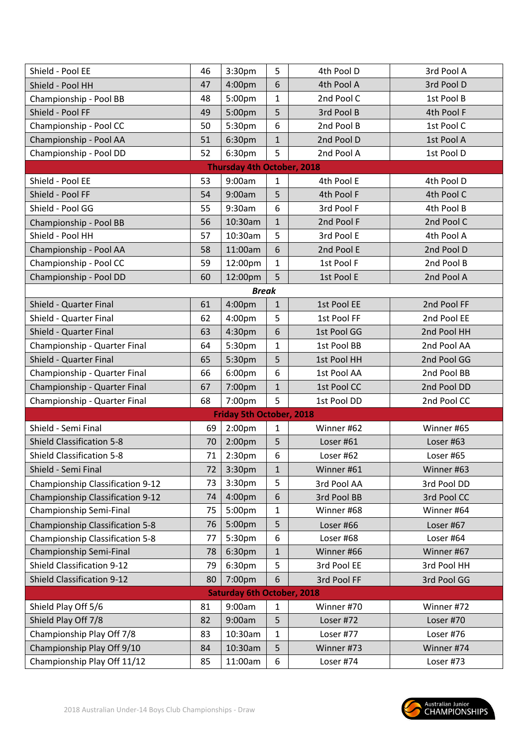| | | | | | |
|---|---|---|---|---|---|
| Shield - Pool EE | 46 | 3:30pm | 5 | 4th Pool D | 3rd Pool A |
| Shield - Pool HH | 47 | 4:00pm | 6 | 4th Pool A | 3rd Pool D |
| Championship - Pool BB | 48 | 5:00pm | 1 | 2nd Pool C | 1st Pool B |
| Shield - Pool FF | 49 | 5:00pm | 5 | 3rd Pool B | 4th Pool F |
| Championship - Pool CC | 50 | 5:30pm | 6 | 2nd Pool B | 1st Pool C |
| Championship - Pool AA | 51 | 6:30pm | 1 | 2nd Pool D | 1st Pool A |
| Championship - Pool DD | 52 | 6:30pm | 5 | 2nd Pool A | 1st Pool D |
| **Thursday 4th October, 2018** | | | | | |
| Shield - Pool EE | 53 | 9:00am | 1 | 4th Pool E | 4th Pool D |
| Shield - Pool FF | 54 | 9:00am | 5 | 4th Pool F | 4th Pool C |
| Shield - Pool GG | 55 | 9:30am | 6 | 3rd Pool F | 4th Pool B |
| Championship - Pool BB | 56 | 10:30am | 1 | 2nd Pool F | 2nd Pool C |
| Shield - Pool HH | 57 | 10:30am | 5 | 3rd Pool E | 4th Pool A |
| Championship - Pool AA | 58 | 11:00am | 6 | 2nd Pool E | 2nd Pool D |
| Championship - Pool CC | 59 | 12:00pm | 1 | 1st Pool F | 2nd Pool B |
| Championship - Pool DD | 60 | 12:00pm | 5 | 1st Pool E | 2nd Pool A |
| ***Break*** | | | | | |
| Shield - Quarter Final | 61 | 4:00pm | 1 | 1st Pool EE | 2nd Pool FF |
| Shield - Quarter Final | 62 | 4:00pm | 5 | 1st Pool FF | 2nd Pool EE |
| Shield - Quarter Final | 63 | 4:30pm | 6 | 1st Pool GG | 2nd Pool HH |
| Championship - Quarter Final | 64 | 5:30pm | 1 | 1st Pool BB | 2nd Pool AA |
| Shield - Quarter Final | 65 | 5:30pm | 5 | 1st Pool HH | 2nd Pool GG |
| Championship - Quarter Final | 66 | 6:00pm | 6 | 1st Pool AA | 2nd Pool BB |
| Championship - Quarter Final | 67 | 7:00pm | 1 | 1st Pool CC | 2nd Pool DD |
| Championship - Quarter Final | 68 | 7:00pm | 5 | 1st Pool DD | 2nd Pool CC |
| **Friday 5th October, 2018** | | | | | |
| Shield - Semi Final | 69 | 2:00pm | 1 | Winner #62 | Winner #65 |
| Shield Classification 5-8 | 70 | 2:00pm | 5 | Loser #61 | Loser #63 |
| Shield Classification 5-8 | 71 | 2:30pm | 6 | Loser #62 | Loser #65 |
| Shield - Semi Final | 72 | 3:30pm | 1 | Winner #61 | Winner #63 |
| Championship Classification 9-12 | 73 | 3:30pm | 5 | 3rd Pool AA | 3rd Pool DD |
| Championship Classification 9-12 | 74 | 4:00pm | 6 | 3rd Pool BB | 3rd Pool CC |
| Championship Semi-Final | 75 | 5:00pm | 1 | Winner #68 | Winner #64 |
| Championship Classification 5-8 | 76 | 5:00pm | 5 | Loser #66 | Loser #67 |
| Championship Classification 5-8 | 77 | 5:30pm | 6 | Loser #68 | Loser #64 |
| Championship Semi-Final | 78 | 6:30pm | 1 | Winner #66 | Winner #67 |
| Shield Classification 9-12 | 79 | 6:30pm | 5 | 3rd Pool EE | 3rd Pool HH |
| Shield Classification 9-12 | 80 | 7:00pm | 6 | 3rd Pool FF | 3rd Pool GG |
| **Saturday 6th October, 2018** | | | | | |
| Shield Play Off 5/6 | 81 | 9:00am | 1 | Winner #70 | Winner #72 |
| Shield Play Off 7/8 | 82 | 9:00am | 5 | Loser #72 | Loser #70 |
| Championship Play Off 7/8 | 83 | 10:30am | 1 | Loser #77 | Loser #76 |
| Championship Play Off 9/10 | 84 | 10:30am | 5 | Winner #73 | Winner #74 |
| Championship Play Off 11/12 | 85 | 11:00am | 6 | Loser #74 | Loser #73 |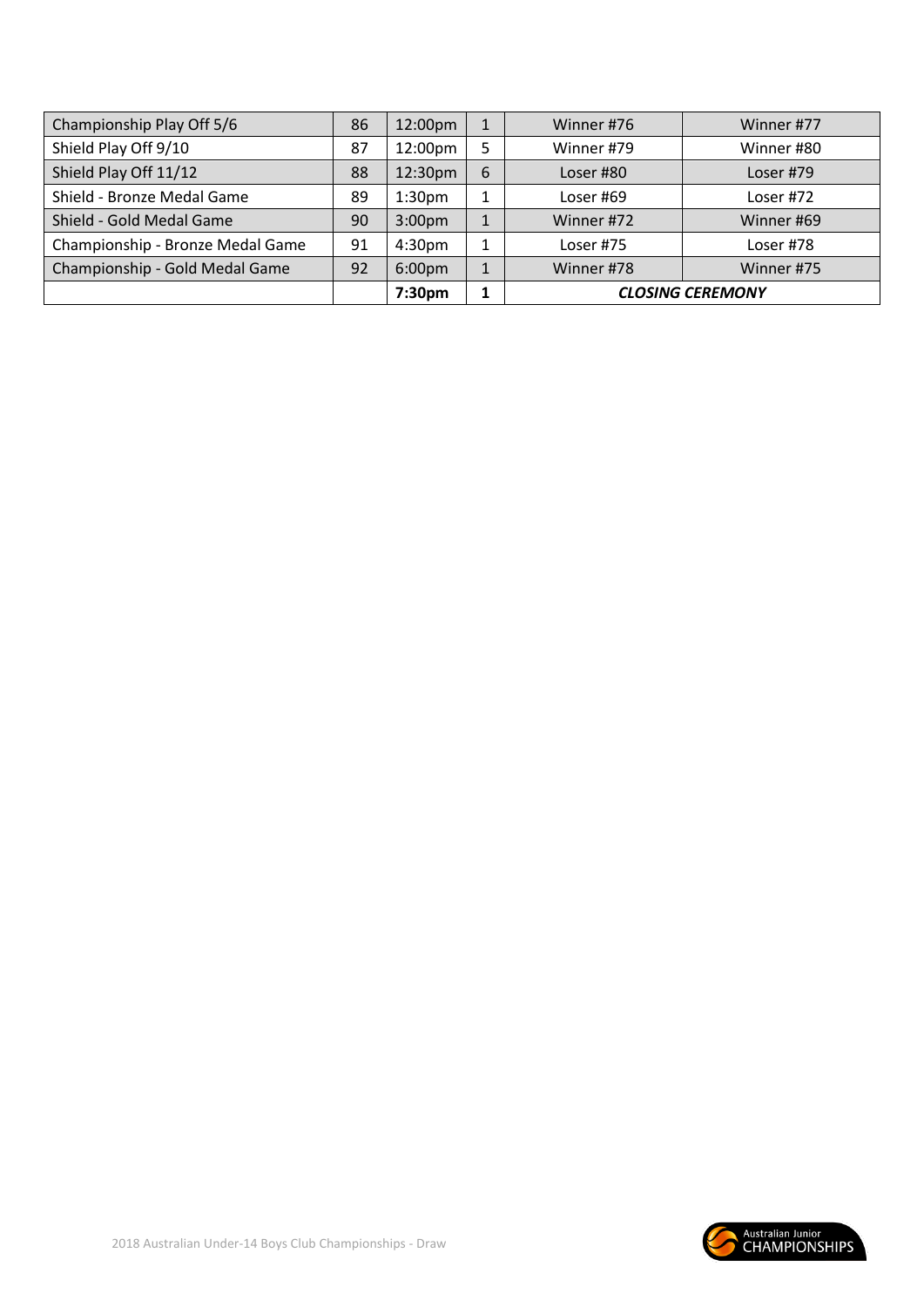| | | | | | |
|---|---|---|---|---|---|
| Championship Play Off 5/6 | 86 | 12:00pm | 1 | Winner #76 | Winner #77 |
| Shield Play Off 9/10 | 87 | 12:00pm | 5 | Winner #79 | Winner #80 |
| Shield Play Off 11/12 | 88 | 12:30pm | 6 | Loser #80 | Loser #79 |
| Shield - Bronze Medal Game | 89 | 1:30pm | 1 | Loser #69 | Loser #72 |
| Shield - Gold Medal Game | 90 | 3:00pm | 1 | Winner #72 | Winner #69 |
| Championship - Bronze Medal Game | 91 | 4:30pm | 1 | Loser #75 | Loser #78 |
| Championship - Gold Medal Game | 92 | 6:00pm | 1 | Winner #78 | Winner #75 |
| | | **7:30pm** | **1** | ***CLOSING CEREMONY*** | |